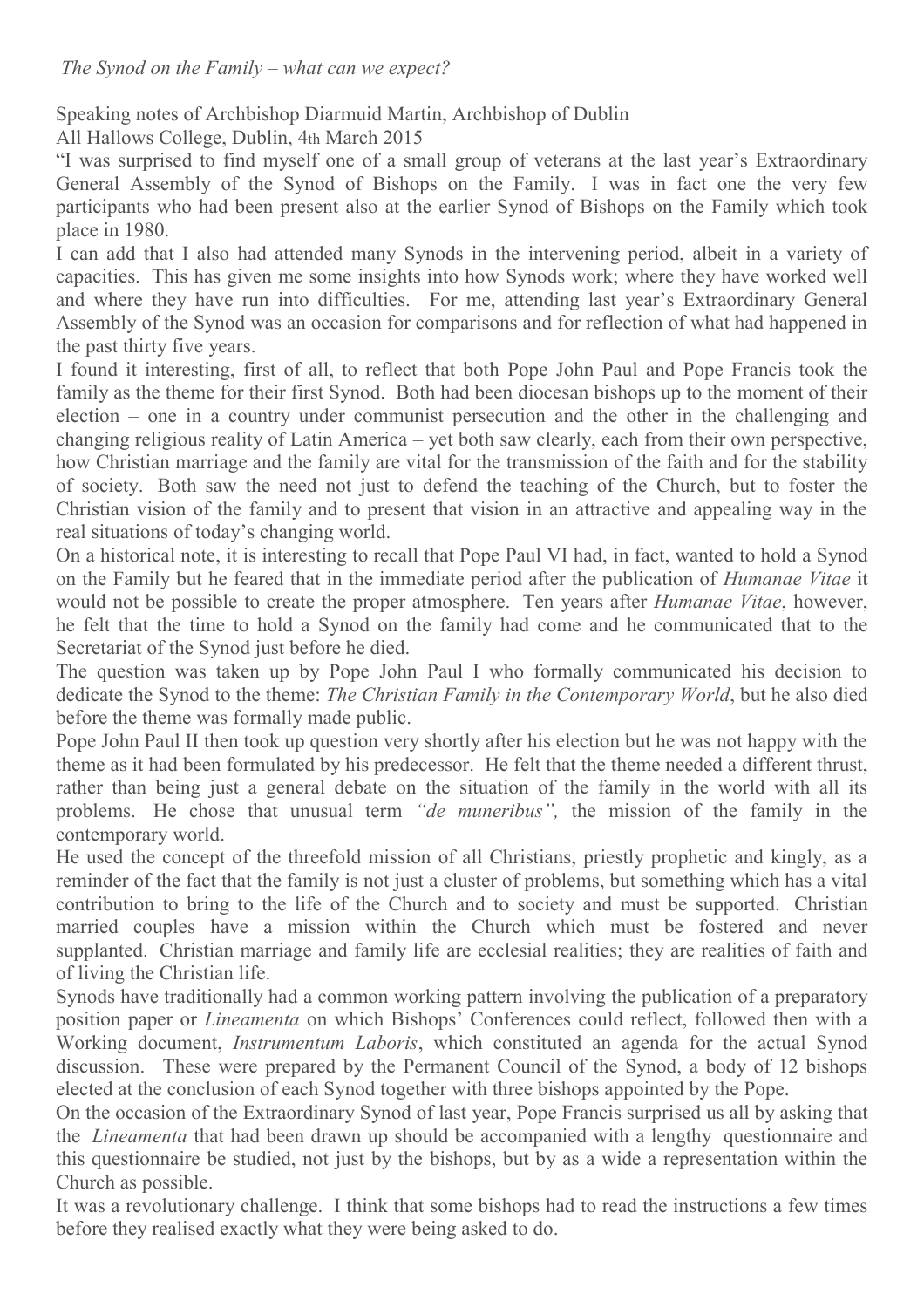*The Synod on the Family – what can we expect?*

Speaking notes of Archbishop Diarmuid Martin, Archbishop of Dublin
All Hallows College, Dublin, 4th March 2015

"I was surprised to find myself one of a small group of veterans at the last year's Extraordinary General Assembly of the Synod of Bishops on the Family. I was in fact one the very few participants who had been present also at the earlier Synod of Bishops on the Family which took place in 1980.

I can add that I also had attended many Synods in the intervening period, albeit in a variety of capacities. This has given me some insights into how Synods work; where they have worked well and where they have run into difficulties. For me, attending last year's Extraordinary General Assembly of the Synod was an occasion for comparisons and for reflection of what had happened in the past thirty five years.

I found it interesting, first of all, to reflect that both Pope John Paul and Pope Francis took the family as the theme for their first Synod. Both had been diocesan bishops up to the moment of their election – one in a country under communist persecution and the other in the challenging and changing religious reality of Latin America – yet both saw clearly, each from their own perspective, how Christian marriage and the family are vital for the transmission of the faith and for the stability of society. Both saw the need not just to defend the teaching of the Church, but to foster the Christian vision of the family and to present that vision in an attractive and appealing way in the real situations of today's changing world.

On a historical note, it is interesting to recall that Pope Paul VI had, in fact, wanted to hold a Synod on the Family but he feared that in the immediate period after the publication of *Humanae Vitae* it would not be possible to create the proper atmosphere. Ten years after *Humanae Vitae*, however, he felt that the time to hold a Synod on the family had come and he communicated that to the Secretariat of the Synod just before he died.

The question was taken up by Pope John Paul I who formally communicated his decision to dedicate the Synod to the theme: *The Christian Family in the Contemporary World*, but he also died before the theme was formally made public.

Pope John Paul II then took up question very shortly after his election but he was not happy with the theme as it had been formulated by his predecessor. He felt that the theme needed a different thrust, rather than being just a general debate on the situation of the family in the world with all its problems. He chose that unusual term *"de muneribus",* the mission of the family in the contemporary world.

He used the concept of the threefold mission of all Christians, priestly prophetic and kingly, as a reminder of the fact that the family is not just a cluster of problems, but something which has a vital contribution to bring to the life of the Church and to society and must be supported. Christian married couples have a mission within the Church which must be fostered and never supplanted. Christian marriage and family life are ecclesial realities; they are realities of faith and of living the Christian life.

Synods have traditionally had a common working pattern involving the publication of a preparatory position paper or *Lineamenta* on which Bishops' Conferences could reflect, followed then with a Working document, *Instrumentum Laboris*, which constituted an agenda for the actual Synod discussion. These were prepared by the Permanent Council of the Synod, a body of 12 bishops elected at the conclusion of each Synod together with three bishops appointed by the Pope.

On the occasion of the Extraordinary Synod of last year, Pope Francis surprised us all by asking that the *Lineamenta* that had been drawn up should be accompanied with a lengthy questionnaire and this questionnaire be studied, not just by the bishops, but by as a wide a representation within the Church as possible.

It was a revolutionary challenge. I think that some bishops had to read the instructions a few times before they realised exactly what they were being asked to do.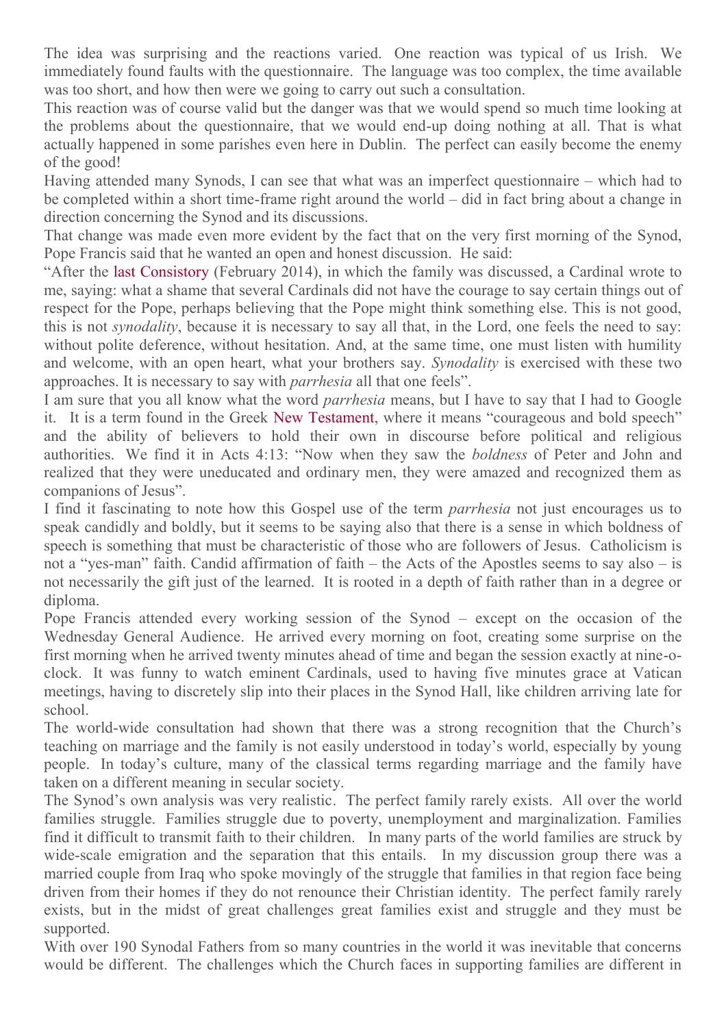The idea was surprising and the reactions varied. One reaction was typical of us Irish. We immediately found faults with the questionnaire. The language was too complex, the time available was too short, and how then were we going to carry out such a consultation.

This reaction was of course valid but the danger was that we would spend so much time looking at the problems about the questionnaire, that we would end-up doing nothing at all. That is what actually happened in some parishes even here in Dublin. The perfect can easily become the enemy of the good!

Having attended many Synods, I can see that what was an imperfect questionnaire – which had to be completed within a short time-frame right around the world – did in fact bring about a change in direction concerning the Synod and its discussions.

That change was made even more evident by the fact that on the very first morning of the Synod, Pope Francis said that he wanted an open and honest discussion. He said:

"After the last Consistory (February 2014), in which the family was discussed, a Cardinal wrote to me, saying: what a shame that several Cardinals did not have the courage to say certain things out of respect for the Pope, perhaps believing that the Pope might think something else. This is not good, this is not *synodality*, because it is necessary to say all that, in the Lord, one feels the need to say: without polite deference, without hesitation. And, at the same time, one must listen with humility and welcome, with an open heart, what your brothers say. *Synodality* is exercised with these two approaches. It is necessary to say with *parrhesia* all that one feels".

I am sure that you all know what the word *parrhesia* means, but I have to say that I had to Google it. It is a term found in the Greek New Testament, where it means "courageous and bold speech" and the ability of believers to hold their own in discourse before political and religious authorities. We find it in Acts 4:13: "Now when they saw the *boldness* of Peter and John and realized that they were uneducated and ordinary men, they were amazed and recognized them as companions of Jesus".

I find it fascinating to note how this Gospel use of the term *parrhesia* not just encourages us to speak candidly and boldly, but it seems to be saying also that there is a sense in which boldness of speech is something that must be characteristic of those who are followers of Jesus. Catholicism is not a "yes-man" faith. Candid affirmation of faith – the Acts of the Apostles seems to say also – is not necessarily the gift just of the learned. It is rooted in a depth of faith rather than in a degree or diploma.

Pope Francis attended every working session of the Synod – except on the occasion of the Wednesday General Audience. He arrived every morning on foot, creating some surprise on the first morning when he arrived twenty minutes ahead of time and began the session exactly at nine-o-clock. It was funny to watch eminent Cardinals, used to having five minutes grace at Vatican meetings, having to discretely slip into their places in the Synod Hall, like children arriving late for school.

The world-wide consultation had shown that there was a strong recognition that the Church's teaching on marriage and the family is not easily understood in today's world, especially by young people. In today's culture, many of the classical terms regarding marriage and the family have taken on a different meaning in secular society.

The Synod's own analysis was very realistic. The perfect family rarely exists. All over the world families struggle. Families struggle due to poverty, unemployment and marginalization. Families find it difficult to transmit faith to their children. In many parts of the world families are struck by wide-scale emigration and the separation that this entails. In my discussion group there was a married couple from Iraq who spoke movingly of the struggle that families in that region face being driven from their homes if they do not renounce their Christian identity. The perfect family rarely exists, but in the midst of great challenges great families exist and struggle and they must be supported.

With over 190 Synodal Fathers from so many countries in the world it was inevitable that concerns would be different. The challenges which the Church faces in supporting families are different in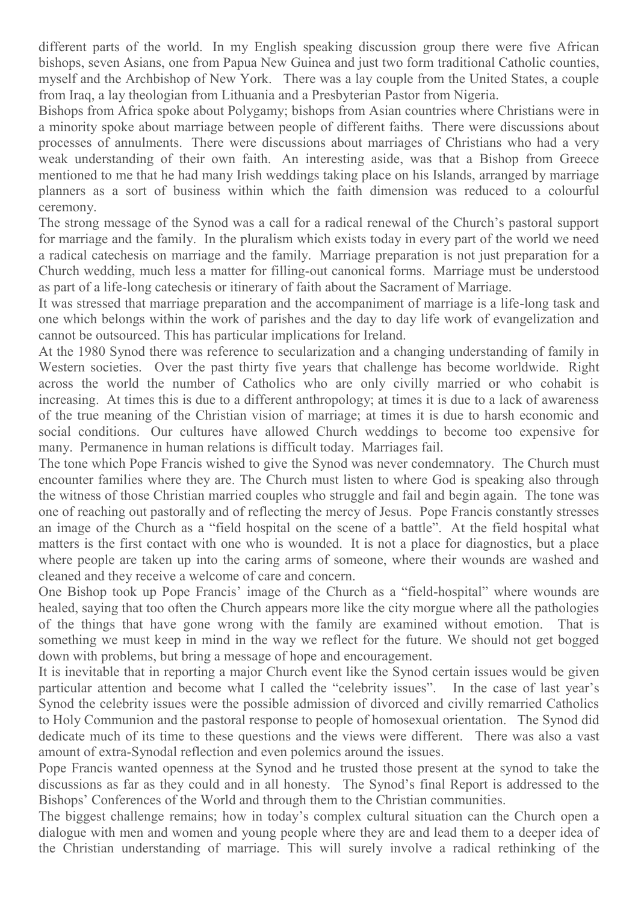different parts of the world. In my English speaking discussion group there were five African bishops, seven Asians, one from Papua New Guinea and just two form traditional Catholic counties, myself and the Archbishop of New York. There was a lay couple from the United States, a couple from Iraq, a lay theologian from Lithuania and a Presbyterian Pastor from Nigeria.

Bishops from Africa spoke about Polygamy; bishops from Asian countries where Christians were in a minority spoke about marriage between people of different faiths. There were discussions about processes of annulments. There were discussions about marriages of Christians who had a very weak understanding of their own faith. An interesting aside, was that a Bishop from Greece mentioned to me that he had many Irish weddings taking place on his Islands, arranged by marriage planners as a sort of business within which the faith dimension was reduced to a colourful ceremony.

The strong message of the Synod was a call for a radical renewal of the Church's pastoral support for marriage and the family. In the pluralism which exists today in every part of the world we need a radical catechesis on marriage and the family. Marriage preparation is not just preparation for a Church wedding, much less a matter for filling-out canonical forms. Marriage must be understood as part of a life-long catechesis or itinerary of faith about the Sacrament of Marriage.

It was stressed that marriage preparation and the accompaniment of marriage is a life-long task and one which belongs within the work of parishes and the day to day life work of evangelization and cannot be outsourced. This has particular implications for Ireland.

At the 1980 Synod there was reference to secularization and a changing understanding of family in Western societies. Over the past thirty five years that challenge has become worldwide. Right across the world the number of Catholics who are only civilly married or who cohabit is increasing. At times this is due to a different anthropology; at times it is due to a lack of awareness of the true meaning of the Christian vision of marriage; at times it is due to harsh economic and social conditions. Our cultures have allowed Church weddings to become too expensive for many. Permanence in human relations is difficult today. Marriages fail.

The tone which Pope Francis wished to give the Synod was never condemnatory. The Church must encounter families where they are. The Church must listen to where God is speaking also through the witness of those Christian married couples who struggle and fail and begin again. The tone was one of reaching out pastorally and of reflecting the mercy of Jesus. Pope Francis constantly stresses an image of the Church as a "field hospital on the scene of a battle". At the field hospital what matters is the first contact with one who is wounded. It is not a place for diagnostics, but a place where people are taken up into the caring arms of someone, where their wounds are washed and cleaned and they receive a welcome of care and concern.

One Bishop took up Pope Francis' image of the Church as a "field-hospital" where wounds are healed, saying that too often the Church appears more like the city morgue where all the pathologies of the things that have gone wrong with the family are examined without emotion. That is something we must keep in mind in the way we reflect for the future. We should not get bogged down with problems, but bring a message of hope and encouragement.

It is inevitable that in reporting a major Church event like the Synod certain issues would be given particular attention and become what I called the "celebrity issues". In the case of last year's Synod the celebrity issues were the possible admission of divorced and civilly remarried Catholics to Holy Communion and the pastoral response to people of homosexual orientation. The Synod did dedicate much of its time to these questions and the views were different. There was also a vast amount of extra-Synodal reflection and even polemics around the issues.

Pope Francis wanted openness at the Synod and he trusted those present at the synod to take the discussions as far as they could and in all honesty. The Synod's final Report is addressed to the Bishops' Conferences of the World and through them to the Christian communities.

The biggest challenge remains; how in today's complex cultural situation can the Church open a dialogue with men and women and young people where they are and lead them to a deeper idea of the Christian understanding of marriage. This will surely involve a radical rethinking of the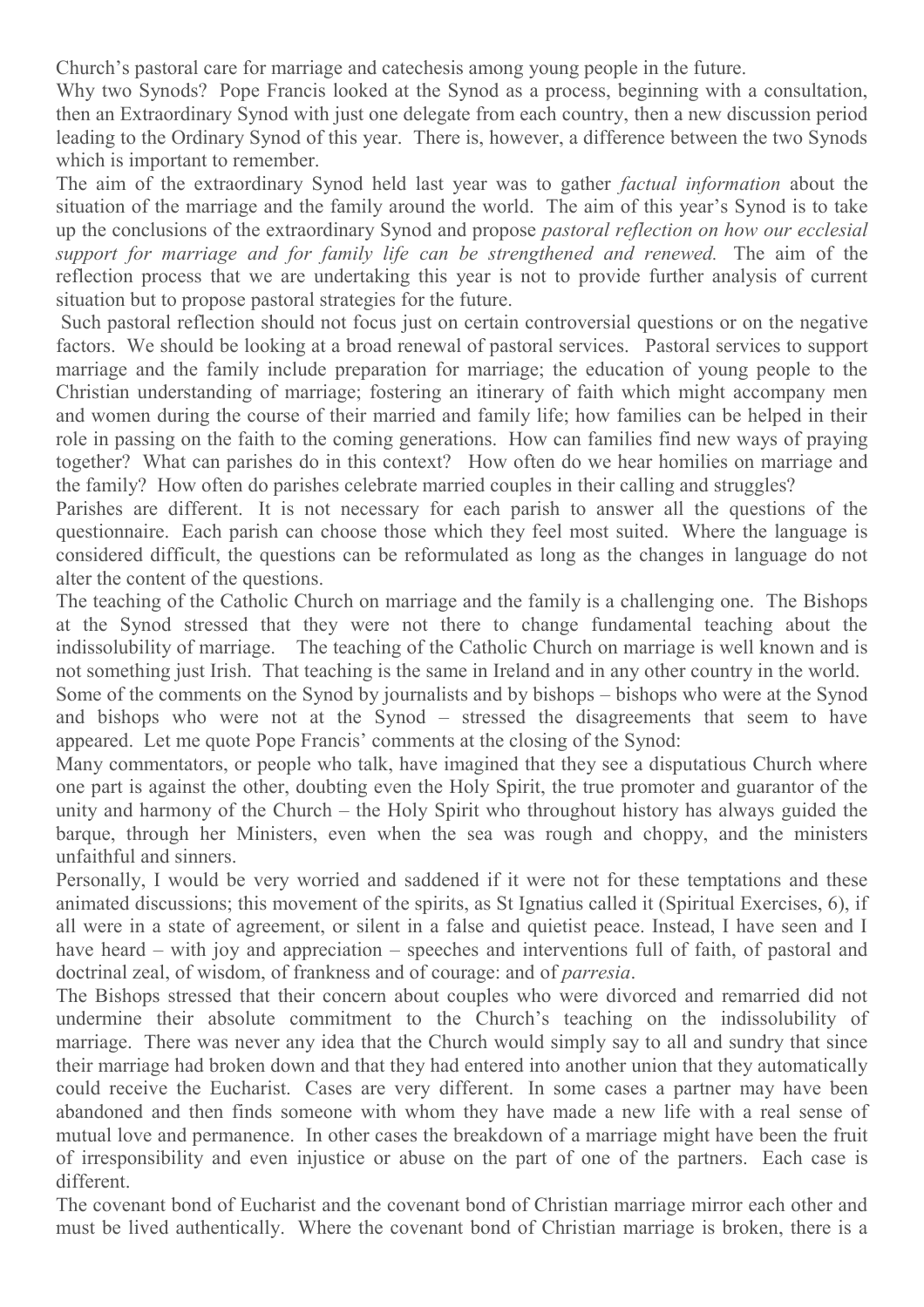Church's pastoral care for marriage and catechesis among young people in the future.

Why two Synods? Pope Francis looked at the Synod as a process, beginning with a consultation, then an Extraordinary Synod with just one delegate from each country, then a new discussion period leading to the Ordinary Synod of this year. There is, however, a difference between the two Synods which is important to remember.

The aim of the extraordinary Synod held last year was to gather *factual information* about the situation of the marriage and the family around the world. The aim of this year's Synod is to take up the conclusions of the extraordinary Synod and propose *pastoral reflection on how our ecclesial support for marriage and for family life can be strengthened and renewed.* The aim of the reflection process that we are undertaking this year is not to provide further analysis of current situation but to propose pastoral strategies for the future.

Such pastoral reflection should not focus just on certain controversial questions or on the negative factors. We should be looking at a broad renewal of pastoral services. Pastoral services to support marriage and the family include preparation for marriage; the education of young people to the Christian understanding of marriage; fostering an itinerary of faith which might accompany men and women during the course of their married and family life; how families can be helped in their role in passing on the faith to the coming generations. How can families find new ways of praying together? What can parishes do in this context? How often do we hear homilies on marriage and the family? How often do parishes celebrate married couples in their calling and struggles?

Parishes are different. It is not necessary for each parish to answer all the questions of the questionnaire. Each parish can choose those which they feel most suited. Where the language is considered difficult, the questions can be reformulated as long as the changes in language do not alter the content of the questions.

The teaching of the Catholic Church on marriage and the family is a challenging one. The Bishops at the Synod stressed that they were not there to change fundamental teaching about the indissolubility of marriage. The teaching of the Catholic Church on marriage is well known and is not something just Irish. That teaching is the same in Ireland and in any other country in the world.

Some of the comments on the Synod by journalists and by bishops – bishops who were at the Synod and bishops who were not at the Synod – stressed the disagreements that seem to have appeared. Let me quote Pope Francis' comments at the closing of the Synod:

Many commentators, or people who talk, have imagined that they see a disputatious Church where one part is against the other, doubting even the Holy Spirit, the true promoter and guarantor of the unity and harmony of the Church – the Holy Spirit who throughout history has always guided the barque, through her Ministers, even when the sea was rough and choppy, and the ministers unfaithful and sinners.

Personally, I would be very worried and saddened if it were not for these temptations and these animated discussions; this movement of the spirits, as St Ignatius called it (Spiritual Exercises, 6), if all were in a state of agreement, or silent in a false and quietist peace. Instead, I have seen and I have heard – with joy and appreciation – speeches and interventions full of faith, of pastoral and doctrinal zeal, of wisdom, of frankness and of courage: and of *parresia*.

The Bishops stressed that their concern about couples who were divorced and remarried did not undermine their absolute commitment to the Church's teaching on the indissolubility of marriage. There was never any idea that the Church would simply say to all and sundry that since their marriage had broken down and that they had entered into another union that they automatically could receive the Eucharist. Cases are very different. In some cases a partner may have been abandoned and then finds someone with whom they have made a new life with a real sense of mutual love and permanence. In other cases the breakdown of a marriage might have been the fruit of irresponsibility and even injustice or abuse on the part of one of the partners. Each case is different.

The covenant bond of Eucharist and the covenant bond of Christian marriage mirror each other and must be lived authentically. Where the covenant bond of Christian marriage is broken, there is a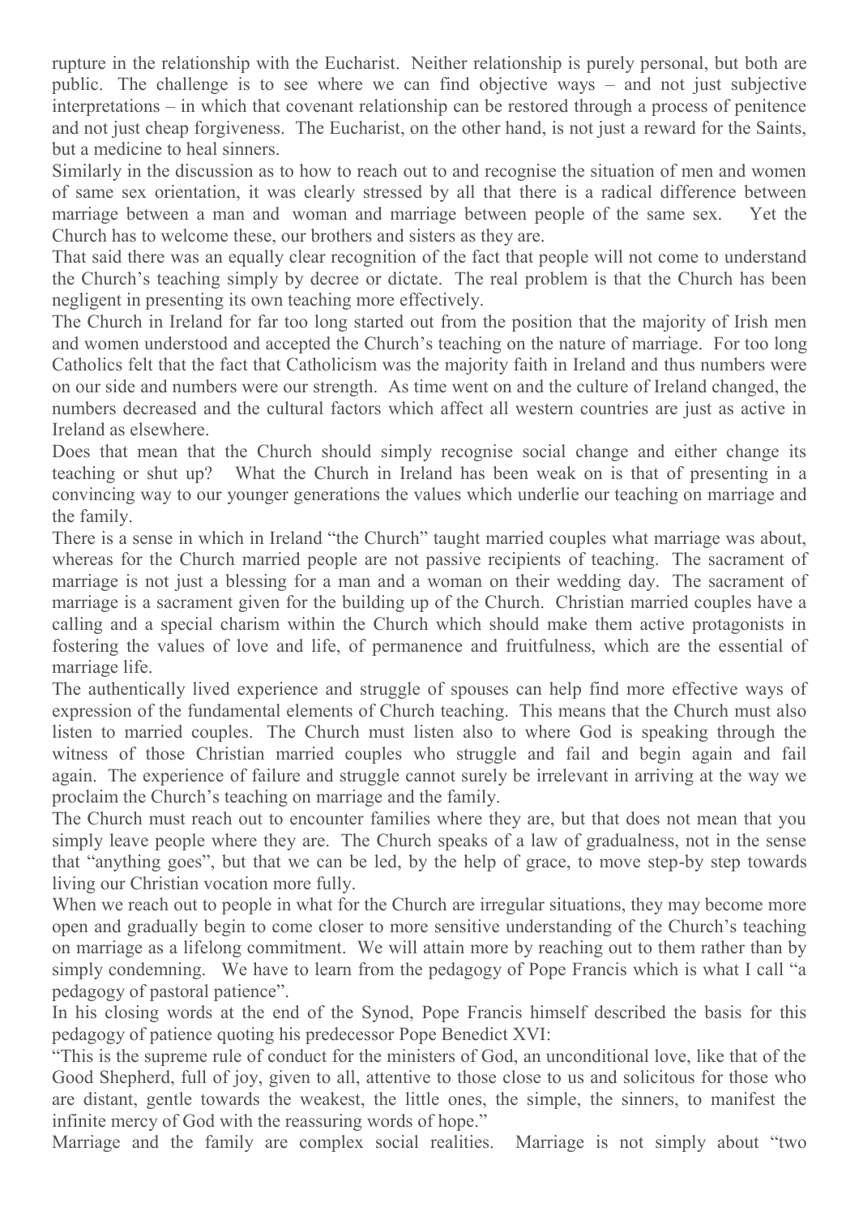rupture in the relationship with the Eucharist. Neither relationship is purely personal, but both are public. The challenge is to see where we can find objective ways – and not just subjective interpretations – in which that covenant relationship can be restored through a process of penitence and not just cheap forgiveness. The Eucharist, on the other hand, is not just a reward for the Saints, but a medicine to heal sinners.

Similarly in the discussion as to how to reach out to and recognise the situation of men and women of same sex orientation, it was clearly stressed by all that there is a radical difference between marriage between a man and woman and marriage between people of the same sex. Yet the Church has to welcome these, our brothers and sisters as they are.

That said there was an equally clear recognition of the fact that people will not come to understand the Church's teaching simply by decree or dictate. The real problem is that the Church has been negligent in presenting its own teaching more effectively.

The Church in Ireland for far too long started out from the position that the majority of Irish men and women understood and accepted the Church's teaching on the nature of marriage. For too long Catholics felt that the fact that Catholicism was the majority faith in Ireland and thus numbers were on our side and numbers were our strength. As time went on and the culture of Ireland changed, the numbers decreased and the cultural factors which affect all western countries are just as active in Ireland as elsewhere.

Does that mean that the Church should simply recognise social change and either change its teaching or shut up? What the Church in Ireland has been weak on is that of presenting in a convincing way to our younger generations the values which underlie our teaching on marriage and the family.

There is a sense in which in Ireland "the Church" taught married couples what marriage was about, whereas for the Church married people are not passive recipients of teaching. The sacrament of marriage is not just a blessing for a man and a woman on their wedding day. The sacrament of marriage is a sacrament given for the building up of the Church. Christian married couples have a calling and a special charism within the Church which should make them active protagonists in fostering the values of love and life, of permanence and fruitfulness, which are the essential of marriage life.

The authentically lived experience and struggle of spouses can help find more effective ways of expression of the fundamental elements of Church teaching. This means that the Church must also listen to married couples. The Church must listen also to where God is speaking through the witness of those Christian married couples who struggle and fail and begin again and fail again. The experience of failure and struggle cannot surely be irrelevant in arriving at the way we proclaim the Church's teaching on marriage and the family.

The Church must reach out to encounter families where they are, but that does not mean that you simply leave people where they are. The Church speaks of a law of gradualness, not in the sense that "anything goes", but that we can be led, by the help of grace, to move step-by step towards living our Christian vocation more fully.

When we reach out to people in what for the Church are irregular situations, they may become more open and gradually begin to come closer to more sensitive understanding of the Church's teaching on marriage as a lifelong commitment. We will attain more by reaching out to them rather than by simply condemning. We have to learn from the pedagogy of Pope Francis which is what I call "a pedagogy of pastoral patience".

In his closing words at the end of the Synod, Pope Francis himself described the basis for this pedagogy of patience quoting his predecessor Pope Benedict XVI:

"This is the supreme rule of conduct for the ministers of God, an unconditional love, like that of the Good Shepherd, full of joy, given to all, attentive to those close to us and solicitous for those who are distant, gentle towards the weakest, the little ones, the simple, the sinners, to manifest the infinite mercy of God with the reassuring words of hope."

Marriage and the family are complex social realities. Marriage is not simply about "two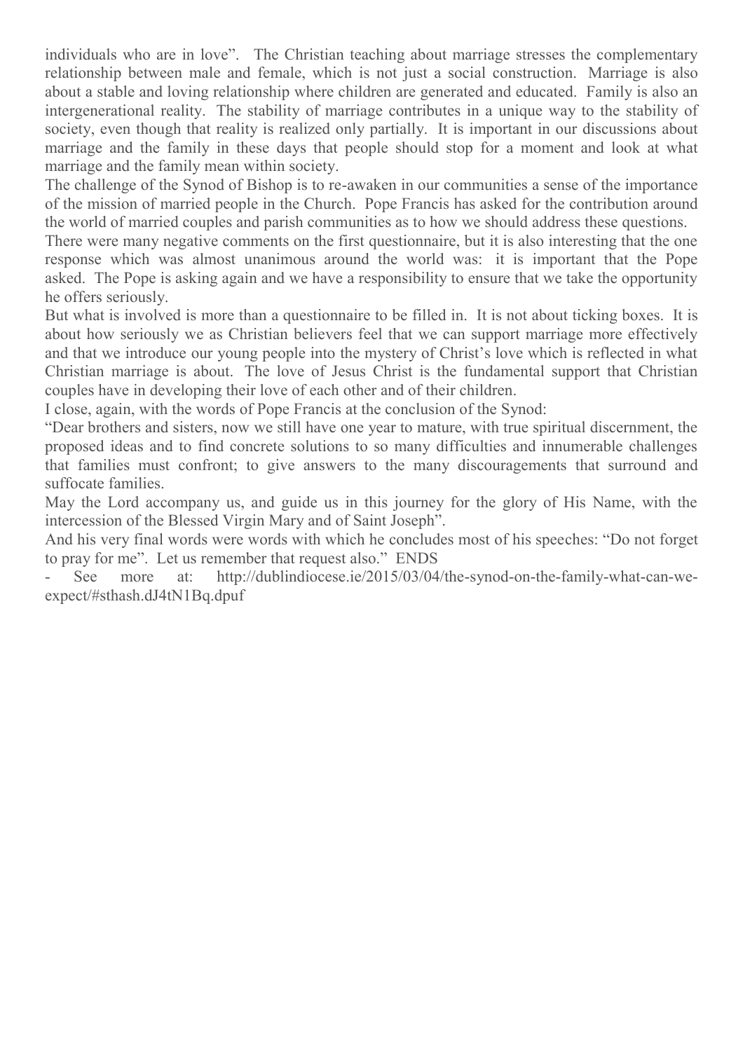individuals who are in love". The Christian teaching about marriage stresses the complementary relationship between male and female, which is not just a social construction. Marriage is also about a stable and loving relationship where children are generated and educated. Family is also an intergenerational reality. The stability of marriage contributes in a unique way to the stability of society, even though that reality is realized only partially. It is important in our discussions about marriage and the family in these days that people should stop for a moment and look at what marriage and the family mean within society.

The challenge of the Synod of Bishop is to re-awaken in our communities a sense of the importance of the mission of married people in the Church. Pope Francis has asked for the contribution around the world of married couples and parish communities as to how we should address these questions.

There were many negative comments on the first questionnaire, but it is also interesting that the one response which was almost unanimous around the world was: it is important that the Pope asked. The Pope is asking again and we have a responsibility to ensure that we take the opportunity he offers seriously.

But what is involved is more than a questionnaire to be filled in. It is not about ticking boxes. It is about how seriously we as Christian believers feel that we can support marriage more effectively and that we introduce our young people into the mystery of Christ's love which is reflected in what Christian marriage is about. The love of Jesus Christ is the fundamental support that Christian couples have in developing their love of each other and of their children.

I close, again, with the words of Pope Francis at the conclusion of the Synod:

"Dear brothers and sisters, now we still have one year to mature, with true spiritual discernment, the proposed ideas and to find concrete solutions to so many difficulties and innumerable challenges that families must confront; to give answers to the many discouragements that surround and suffocate families.

May the Lord accompany us, and guide us in this journey for the glory of His Name, with the intercession of the Blessed Virgin Mary and of Saint Joseph".

And his very final words were words with which he concludes most of his speeches: "Do not forget to pray for me". Let us remember that request also." ENDS

- See more at: http://dublindiocese.ie/2015/03/04/the-synod-on-the-family-what-can-we-expect/#sthash.dJ4tN1Bq.dpuf